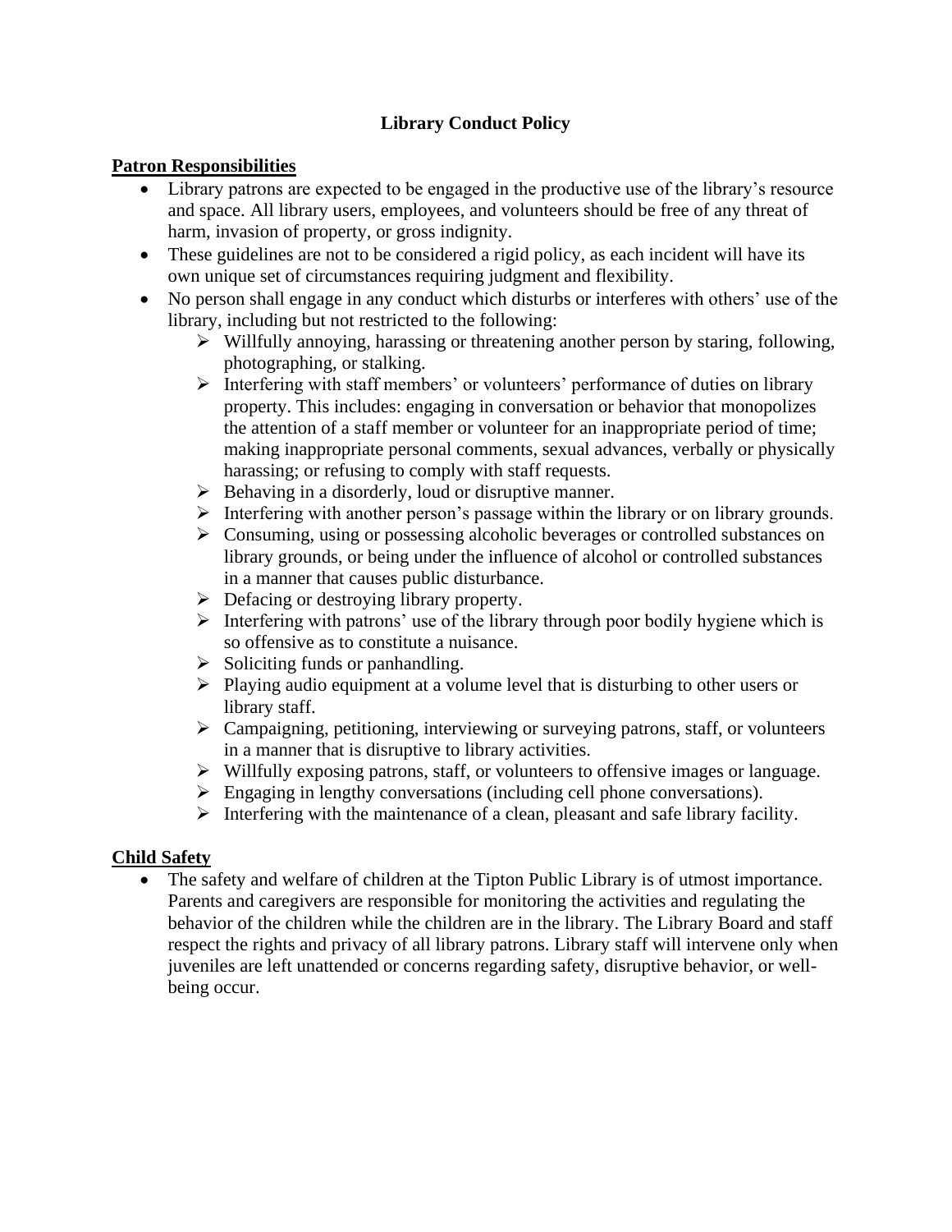# Library Conduct Policy

## Patron Responsibilities

- Library patrons are expected to be engaged in the productive use of the library's resource and space. All library users, employees, and volunteers should be free of any threat of harm, invasion of property, or gross indignity.
- These guidelines are not to be considered a rigid policy, as each incident will have its own unique set of circumstances requiring judgment and flexibility.
- No person shall engage in any conduct which disturbs or interferes with others' use of the library, including but not restricted to the following:
  - Willfully annoying, harassing or threatening another person by staring, following, photographing, or stalking.
  - Interfering with staff members' or volunteers' performance of duties on library property. This includes: engaging in conversation or behavior that monopolizes the attention of a staff member or volunteer for an inappropriate period of time; making inappropriate personal comments, sexual advances, verbally or physically harassing; or refusing to comply with staff requests.
  - Behaving in a disorderly, loud or disruptive manner.
  - Interfering with another person's passage within the library or on library grounds.
  - Consuming, using or possessing alcoholic beverages or controlled substances on library grounds, or being under the influence of alcohol or controlled substances in a manner that causes public disturbance.
  - Defacing or destroying library property.
  - Interfering with patrons' use of the library through poor bodily hygiene which is so offensive as to constitute a nuisance.
  - Soliciting funds or panhandling.
  - Playing audio equipment at a volume level that is disturbing to other users or library staff.
  - Campaigning, petitioning, interviewing or surveying patrons, staff, or volunteers in a manner that is disruptive to library activities.
  - Willfully exposing patrons, staff, or volunteers to offensive images or language.
  - Engaging in lengthy conversations (including cell phone conversations).
  - Interfering with the maintenance of a clean, pleasant and safe library facility.

## Child Safety

- The safety and welfare of children at the Tipton Public Library is of utmost importance. Parents and caregivers are responsible for monitoring the activities and regulating the behavior of the children while the children are in the library. The Library Board and staff respect the rights and privacy of all library patrons. Library staff will intervene only when juveniles are left unattended or concerns regarding safety, disruptive behavior, or well-being occur.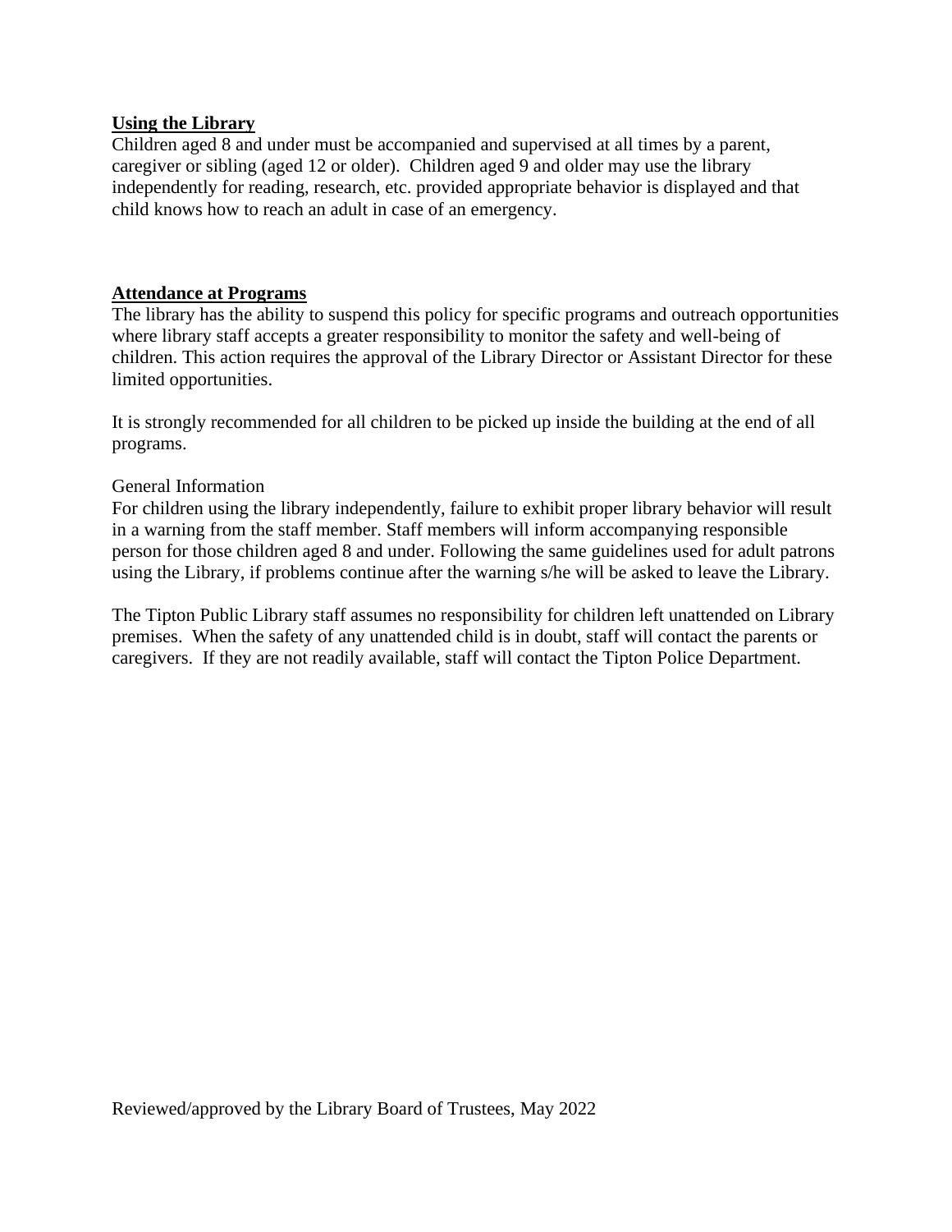**Using the Library**

Children aged 8 and under must be accompanied and supervised at all times by a parent, caregiver or sibling (aged 12 or older). Children aged 9 and older may use the library independently for reading, research, etc. provided appropriate behavior is displayed and that child knows how to reach an adult in case of an emergency.

**Attendance at Programs**

The library has the ability to suspend this policy for specific programs and outreach opportunities where library staff accepts a greater responsibility to monitor the safety and well-being of children. This action requires the approval of the Library Director or Assistant Director for these limited opportunities.

It is strongly recommended for all children to be picked up inside the building at the end of all programs.

General Information

For children using the library independently, failure to exhibit proper library behavior will result in a warning from the staff member. Staff members will inform accompanying responsible person for those children aged 8 and under. Following the same guidelines used for adult patrons using the Library, if problems continue after the warning s/he will be asked to leave the Library.

The Tipton Public Library staff assumes no responsibility for children left unattended on Library premises. When the safety of any unattended child is in doubt, staff will contact the parents or caregivers. If they are not readily available, staff will contact the Tipton Police Department.

Reviewed/approved by the Library Board of Trustees, May 2022